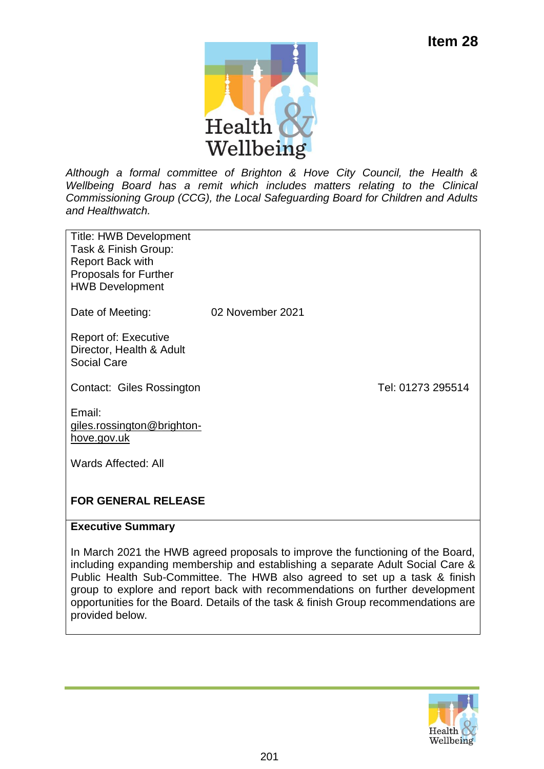**Item 28**

*Although a formal committee of Brighton & Hove City Council, the Health & Wellbeing Board has a remit which includes matters relating to the Clinical Commissioning Group (CCG), the Local Safeguarding Board for Children and Adults and Healthwatch.*

Title: HWB Development Task & Finish Group: Report Back with Proposals for Further HWB Development

Date of Meeting: 02 November 2021

Report of: Executive Director, Health & Adult Social Care

Contact: Giles Rossington Tel: 01273 295514

Email: giles.rossington@brighton-hove.gov.uk

Wards Affected: All

**FOR GENERAL RELEASE**

**Executive Summary**

In March 2021 the HWB agreed proposals to improve the functioning of the Board, including expanding membership and establishing a separate Adult Social Care & Public Health Sub-Committee. The HWB also agreed to set up a task & finish group to explore and report back with recommendations on further development opportunities for the Board. Details of the task & finish Group recommendations are provided below.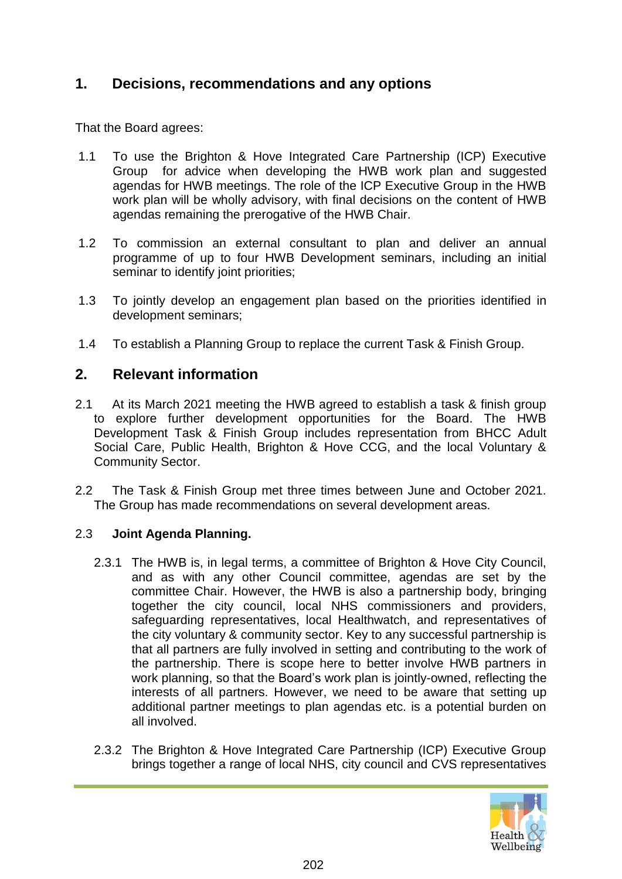## 1. Decisions, recommendations and any options

That the Board agrees:

1.1 To use the Brighton & Hove Integrated Care Partnership (ICP) Executive Group for advice when developing the HWB work plan and suggested agendas for HWB meetings. The role of the ICP Executive Group in the HWB work plan will be wholly advisory, with final decisions on the content of HWB agendas remaining the prerogative of the HWB Chair.

1.2 To commission an external consultant to plan and deliver an annual programme of up to four HWB Development seminars, including an initial seminar to identify joint priorities;

1.3 To jointly develop an engagement plan based on the priorities identified in development seminars;

1.4 To establish a Planning Group to replace the current Task & Finish Group.

## 2. Relevant information

2.1 At its March 2021 meeting the HWB agreed to establish a task & finish group to explore further development opportunities for the Board. The HWB Development Task & Finish Group includes representation from BHCC Adult Social Care, Public Health, Brighton & Hove CCG, and the local Voluntary & Community Sector.

2.2 The Task & Finish Group met three times between June and October 2021. The Group has made recommendations on several development areas.

2.3 **Joint Agenda Planning.**

2.3.1 The HWB is, in legal terms, a committee of Brighton & Hove City Council, and as with any other Council committee, agendas are set by the committee Chair. However, the HWB is also a partnership body, bringing together the city council, local NHS commissioners and providers, safeguarding representatives, local Healthwatch, and representatives of the city voluntary & community sector. Key to any successful partnership is that all partners are fully involved in setting and contributing to the work of the partnership. There is scope here to better involve HWB partners in work planning, so that the Board's work plan is jointly-owned, reflecting the interests of all partners. However, we need to be aware that setting up additional partner meetings to plan agendas etc. is a potential burden on all involved.

2.3.2 The Brighton & Hove Integrated Care Partnership (ICP) Executive Group brings together a range of local NHS, city council and CVS representatives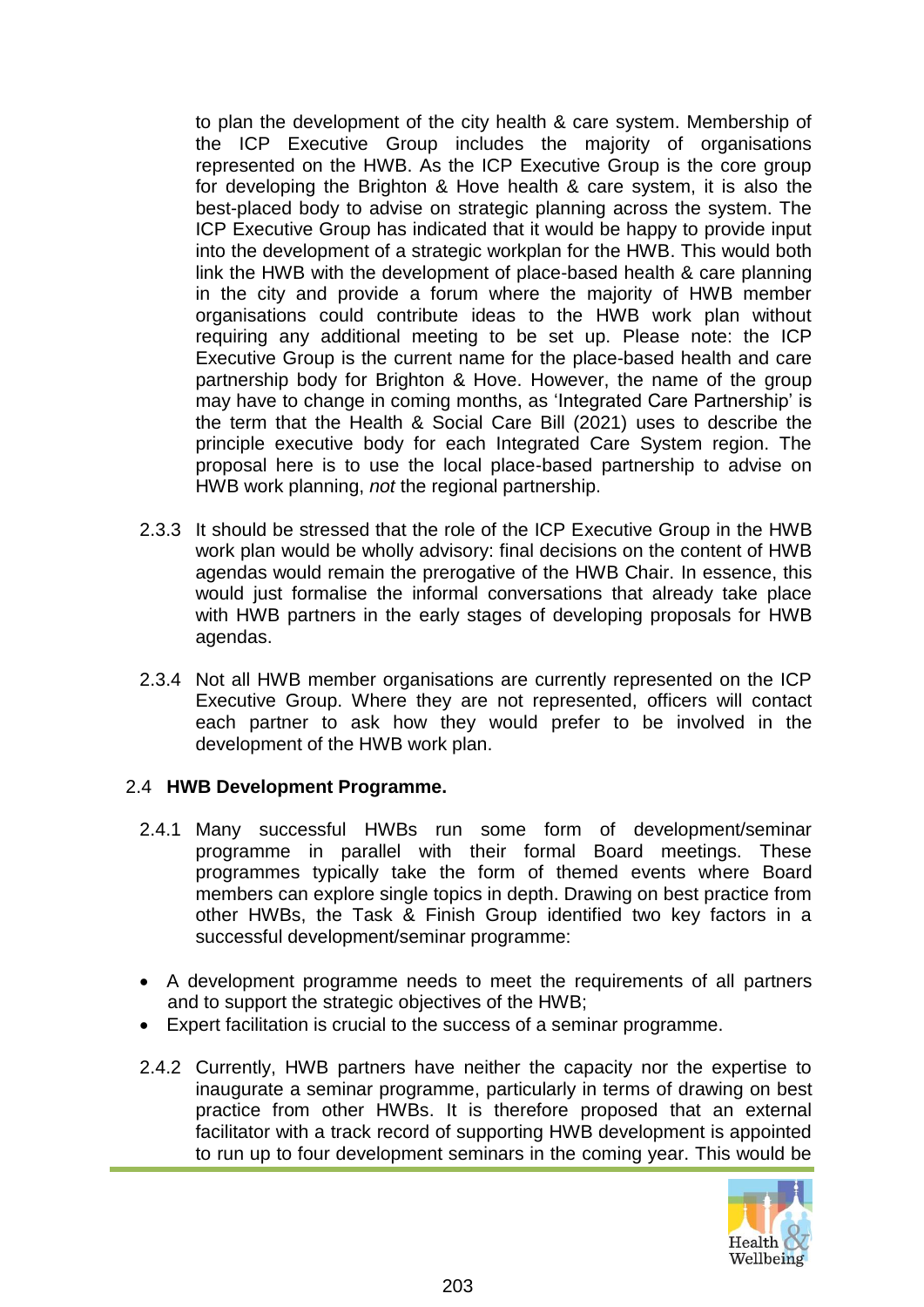to plan the development of the city health & care system. Membership of the ICP Executive Group includes the majority of organisations represented on the HWB. As the ICP Executive Group is the core group for developing the Brighton & Hove health & care system, it is also the best-placed body to advise on strategic planning across the system. The ICP Executive Group has indicated that it would be happy to provide input into the development of a strategic workplan for the HWB. This would both link the HWB with the development of place-based health & care planning in the city and provide a forum where the majority of HWB member organisations could contribute ideas to the HWB work plan without requiring any additional meeting to be set up. Please note: the ICP Executive Group is the current name for the place-based health and care partnership body for Brighton & Hove. However, the name of the group may have to change in coming months, as 'Integrated Care Partnership' is the term that the Health & Social Care Bill (2021) uses to describe the principle executive body for each Integrated Care System region. The proposal here is to use the local place-based partnership to advise on HWB work planning, *not* the regional partnership.

2.3.3 It should be stressed that the role of the ICP Executive Group in the HWB work plan would be wholly advisory: final decisions on the content of HWB agendas would remain the prerogative of the HWB Chair. In essence, this would just formalise the informal conversations that already take place with HWB partners in the early stages of developing proposals for HWB agendas.

2.3.4 Not all HWB member organisations are currently represented on the ICP Executive Group. Where they are not represented, officers will contact each partner to ask how they would prefer to be involved in the development of the HWB work plan.

2.4 **HWB Development Programme.**

2.4.1 Many successful HWBs run some form of development/seminar programme in parallel with their formal Board meetings. These programmes typically take the form of themed events where Board members can explore single topics in depth. Drawing on best practice from other HWBs, the Task & Finish Group identified two key factors in a successful development/seminar programme:

- A development programme needs to meet the requirements of all partners and to support the strategic objectives of the HWB;
- Expert facilitation is crucial to the success of a seminar programme.

2.4.2 Currently, HWB partners have neither the capacity nor the expertise to inaugurate a seminar programme, particularly in terms of drawing on best practice from other HWBs. It is therefore proposed that an external facilitator with a track record of supporting HWB development is appointed to run up to four development seminars in the coming year. This would be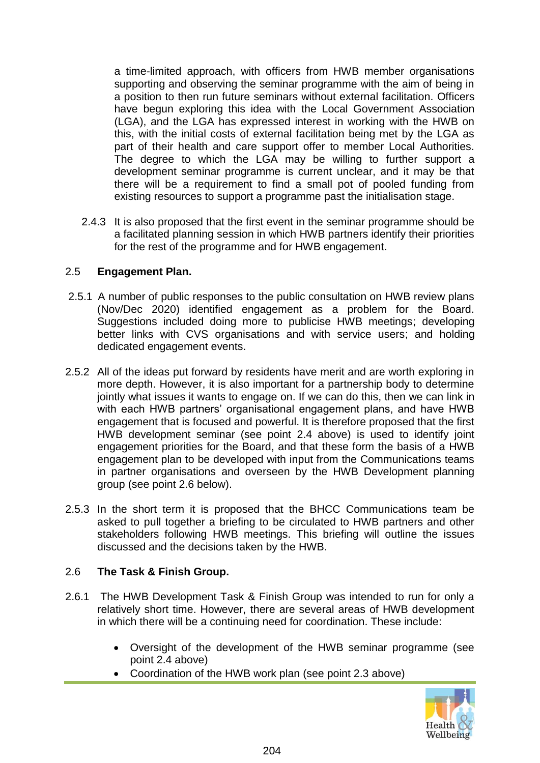a time-limited approach, with officers from HWB member organisations supporting and observing the seminar programme with the aim of being in a position to then run future seminars without external facilitation. Officers have begun exploring this idea with the Local Government Association (LGA), and the LGA has expressed interest in working with the HWB on this, with the initial costs of external facilitation being met by the LGA as part of their health and care support offer to member Local Authorities. The degree to which the LGA may be willing to further support a development seminar programme is current unclear, and it may be that there will be a requirement to find a small pot of pooled funding from existing resources to support a programme past the initialisation stage.

2.4.3 It is also proposed that the first event in the seminar programme should be a facilitated planning session in which HWB partners identify their priorities for the rest of the programme and for HWB engagement.

## 2.5 **Engagement Plan.**

2.5.1 A number of public responses to the public consultation on HWB review plans (Nov/Dec 2020) identified engagement as a problem for the Board. Suggestions included doing more to publicise HWB meetings; developing better links with CVS organisations and with service users; and holding dedicated engagement events.

2.5.2 All of the ideas put forward by residents have merit and are worth exploring in more depth. However, it is also important for a partnership body to determine jointly what issues it wants to engage on. If we can do this, then we can link in with each HWB partners' organisational engagement plans, and have HWB engagement that is focused and powerful. It is therefore proposed that the first HWB development seminar (see point 2.4 above) is used to identify joint engagement priorities for the Board, and that these form the basis of a HWB engagement plan to be developed with input from the Communications teams in partner organisations and overseen by the HWB Development planning group (see point 2.6 below).

2.5.3 In the short term it is proposed that the BHCC Communications team be asked to pull together a briefing to be circulated to HWB partners and other stakeholders following HWB meetings. This briefing will outline the issues discussed and the decisions taken by the HWB.

## 2.6 **The Task & Finish Group.**

2.6.1 The HWB Development Task & Finish Group was intended to run for only a relatively short time. However, there are several areas of HWB development in which there will be a continuing need for coordination. These include:

- Oversight of the development of the HWB seminar programme (see point 2.4 above)
- Coordination of the HWB work plan (see point 2.3 above)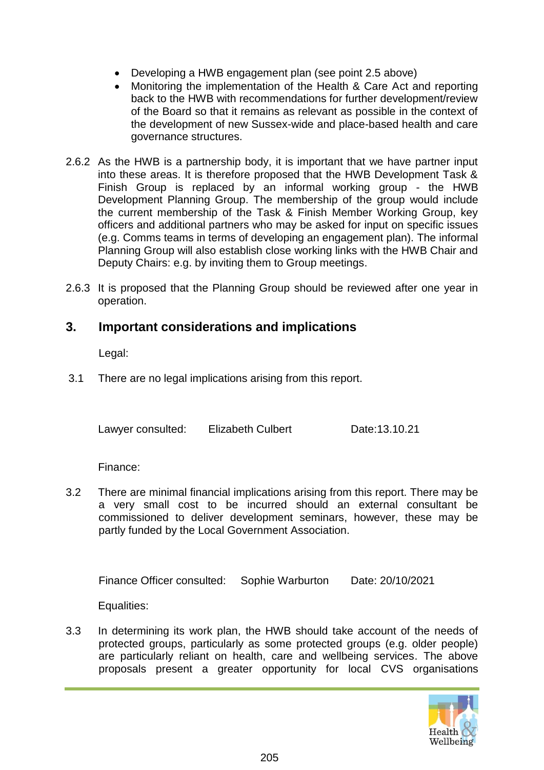- Developing a HWB engagement plan (see point 2.5 above)
- Monitoring the implementation of the Health & Care Act and reporting back to the HWB with recommendations for further development/review of the Board so that it remains as relevant as possible in the context of the development of new Sussex-wide and place-based health and care governance structures.

2.6.2 As the HWB is a partnership body, it is important that we have partner input into these areas. It is therefore proposed that the HWB Development Task & Finish Group is replaced by an informal working group - the HWB Development Planning Group. The membership of the group would include the current membership of the Task & Finish Member Working Group, key officers and additional partners who may be asked for input on specific issues (e.g. Comms teams in terms of developing an engagement plan). The informal Planning Group will also establish close working links with the HWB Chair and Deputy Chairs: e.g. by inviting them to Group meetings.

2.6.3 It is proposed that the Planning Group should be reviewed after one year in operation.

## 3. Important considerations and implications

Legal:

3.1 There are no legal implications arising from this report.

Lawyer consulted: Elizabeth Culbert Date:13.10.21

Finance:

3.2 There are minimal financial implications arising from this report. There may be a very small cost to be incurred should an external consultant be commissioned to deliver development seminars, however, these may be partly funded by the Local Government Association.

Finance Officer consulted: Sophie Warburton Date: 20/10/2021

Equalities:

3.3 In determining its work plan, the HWB should take account of the needs of protected groups, particularly as some protected groups (e.g. older people) are particularly reliant on health, care and wellbeing services. The above proposals present a greater opportunity for local CVS organisations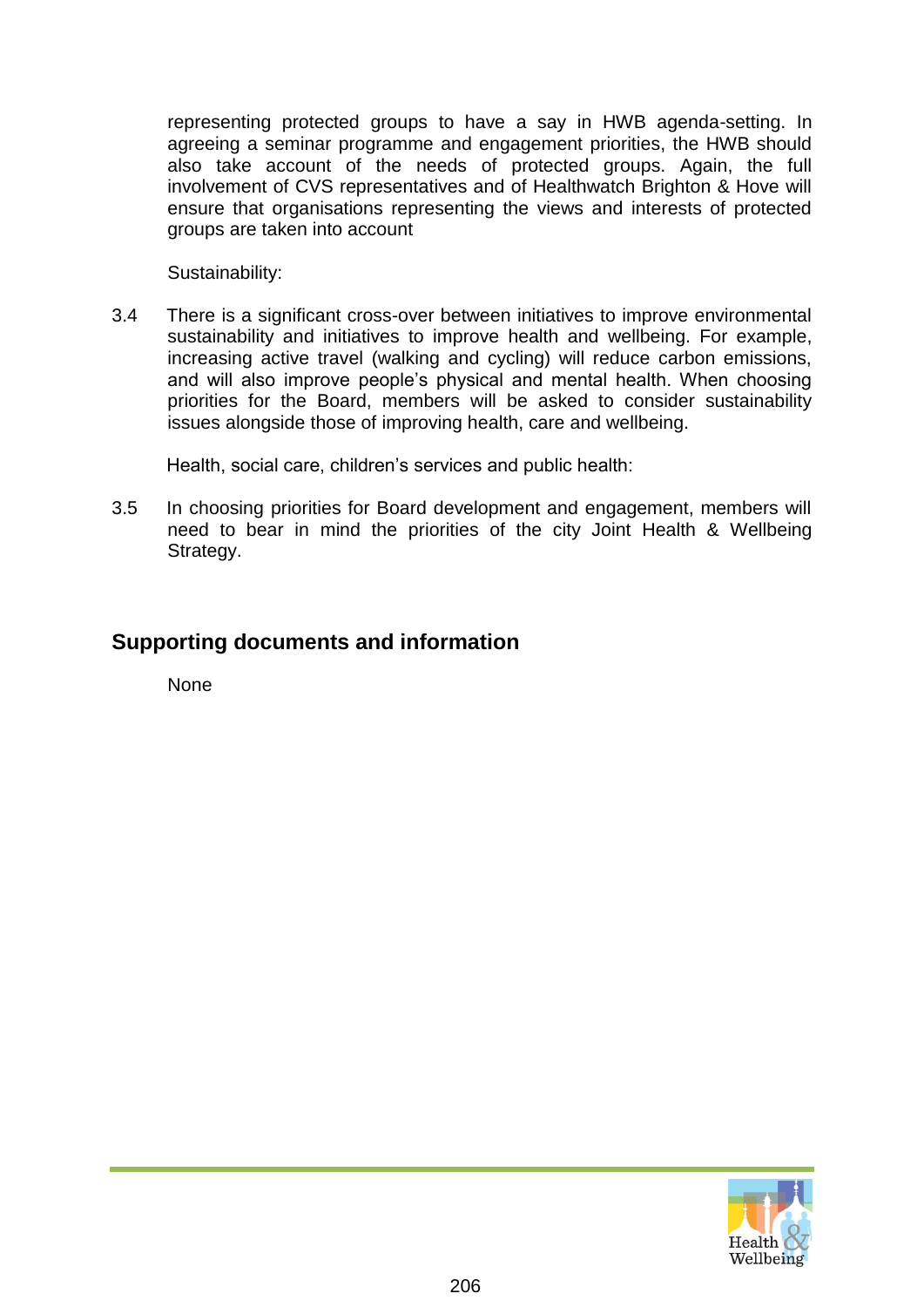representing protected groups to have a say in HWB agenda-setting. In agreeing a seminar programme and engagement priorities, the HWB should also take account of the needs of protected groups. Again, the full involvement of CVS representatives and of Healthwatch Brighton & Hove will ensure that organisations representing the views and interests of protected groups are taken into account

Sustainability:

3.4 There is a significant cross-over between initiatives to improve environmental sustainability and initiatives to improve health and wellbeing. For example, increasing active travel (walking and cycling) will reduce carbon emissions, and will also improve people's physical and mental health. When choosing priorities for the Board, members will be asked to consider sustainability issues alongside those of improving health, care and wellbeing.

Health, social care, children's services and public health:

3.5 In choosing priorities for Board development and engagement, members will need to bear in mind the priorities of the city Joint Health & Wellbeing Strategy.

## Supporting documents and information

None